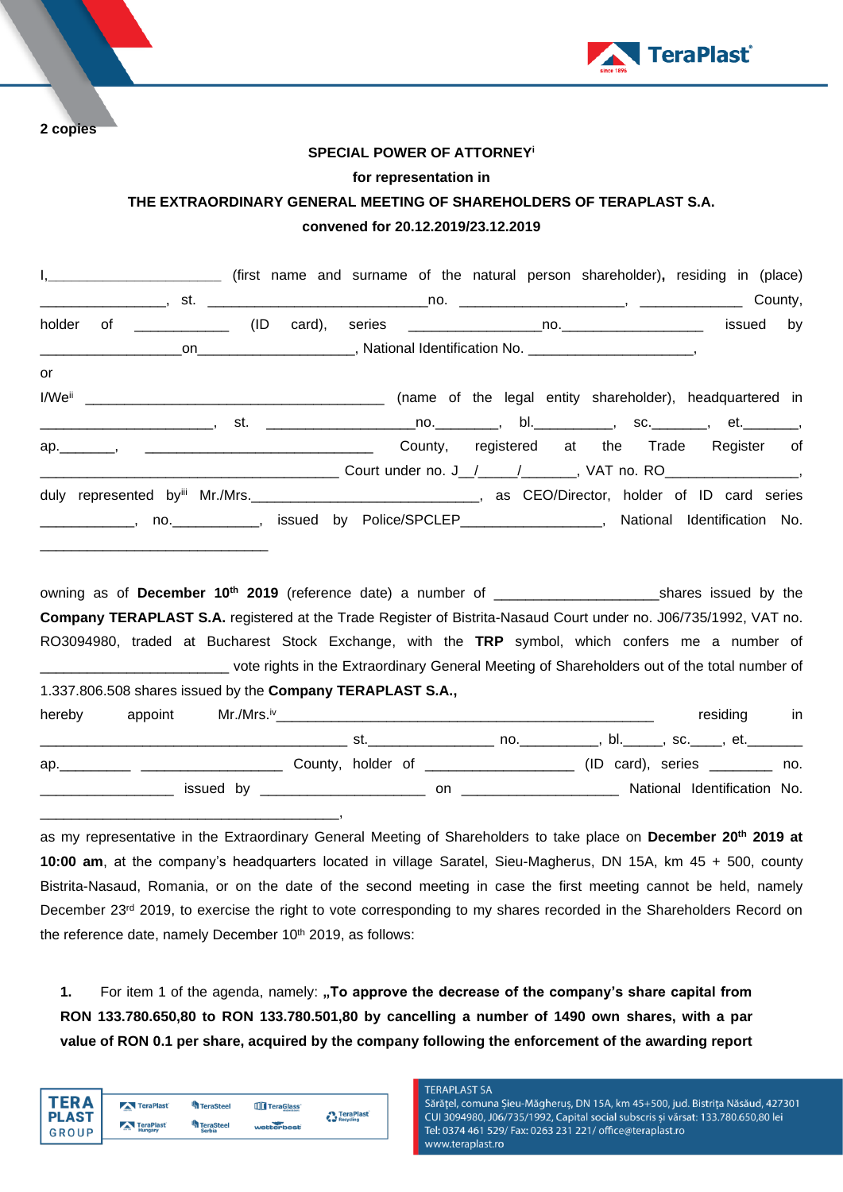**2 copies**

**SPECIAL POWER OF ATTORNEY**[i]

**for representation in**

**THE EXTRAORDINARY GENERAL MEETING OF SHAREHOLDERS OF TERAPLAST S.A.**

**convened for 20.12.2019/23.12.2019**

I,______________________ (first name and surname of the natural person shareholder)**,** residing in (place) _______________, st. ____________________________no. _____________________, _____________ County, holder of ___________ (ID card), series ________________no.__________________ issued by __________________on____________________, National Identification No. _____________________,

or

I/We[ii] _______________________________________ (name of the legal entity shareholder), headquartered in ______________________, st. __________________no._______, bl.__________, sc._______, et._______, ap._______, ____________________________ County, registered at the Trade Register of _____________________________________ Court under no. J__/_____/_______, VAT no. RO_________________, duly represented by[iii] Mr./Mrs.____________________________, as CEO/Director, holder of ID card series ____________, no.___________, issued by Police/SPCLEP__________________, National Identification No. ______________________________

owning as of **December 10th 2019** (reference date) a number of ____________________shares issued by the **Company TERAPLAST S.A.** registered at the Trade Register of Bistrita-Nasaud Court under no. J06/735/1992, VAT no. RO3094980, traded at Bucharest Stock Exchange, with the **TRP** symbol, which confers me a number of _______________________ vote rights in the Extraordinary General Meeting of Shareholders out of the total number of 1.337.806.508 shares issued by the **Company TERAPLAST S.A.,**

hereby appoint Mr./Mrs.[iv]_______________________________________________ residing in ______________________________________ st._______________ no._________, bl._____, sc.____, et._______ ap._________ _________________ County, holder of __________________ (ID card), series ________ no. ________________ issued by _____________________ on ____________________ National Identification No. ______________________________________,

as my representative in the Extraordinary General Meeting of Shareholders to take place on **December 20th 2019 at 10:00 am**, at the company's headquarters located in village Saratel, Sieu-Magherus, DN 15A, km 45 + 500, county Bistrita-Nasaud, Romania, or on the date of the second meeting in case the first meeting cannot be held, namely December 23rd 2019, to exercise the right to vote corresponding to my shares recorded in the Shareholders Record on the reference date, namely December 10th 2019, as follows:

**1.** For item 1 of the agenda, namely: **„To approve the decrease of the company's share capital from RON 133.780.650,80 to RON 133.780.501,80 by cancelling a number of 1490 own shares, with a par value of RON 0.1 per share, acquired by the company following the enforcement of the awarding report**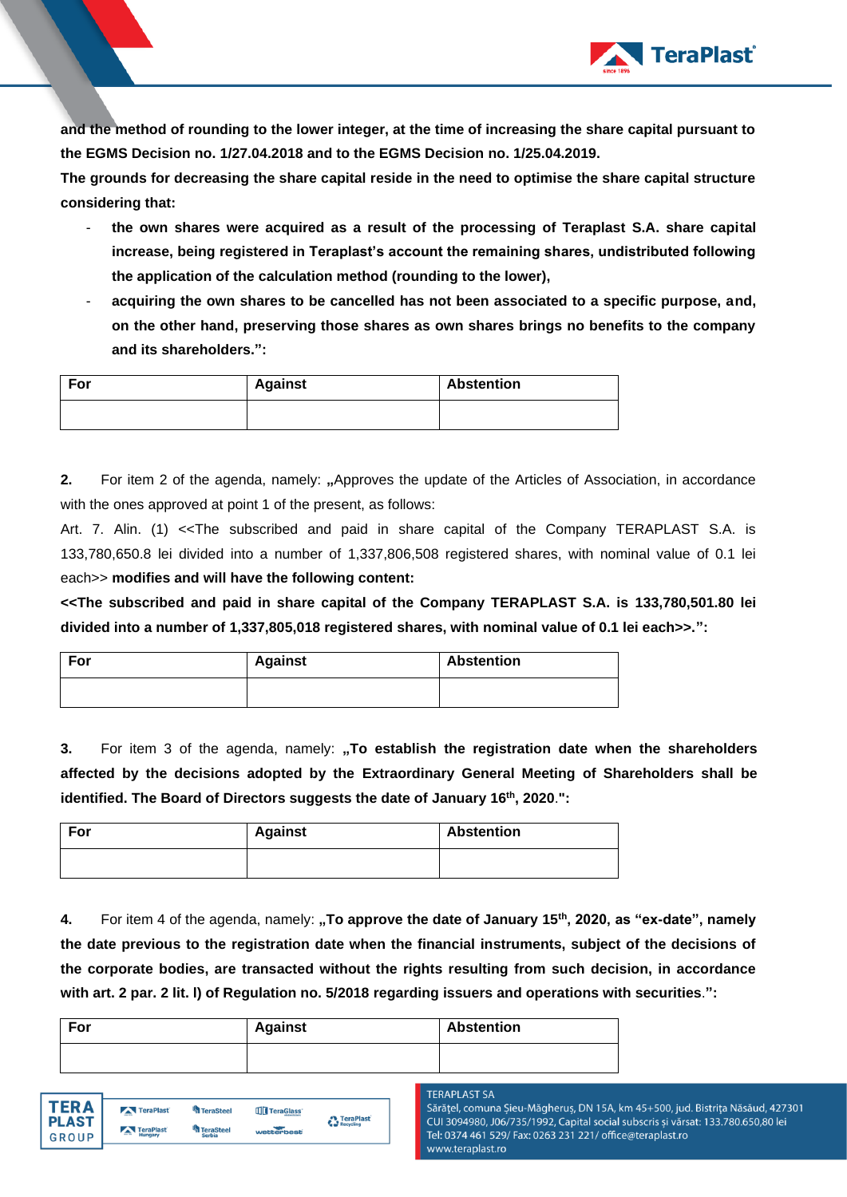**and the method of rounding to the lower integer, at the time of increasing the share capital pursuant to the EGMS Decision no. 1/27.04.2018 and to the EGMS Decision no. 1/25.04.2019.**

**The grounds for decreasing the share capital reside in the need to optimise the share capital structure considering that:**

- **the own shares were acquired as a result of the processing of Teraplast S.A. share capital increase, being registered in Teraplast's account the remaining shares, undistributed following the application of the calculation method (rounding to the lower),**
- **acquiring the own shares to be cancelled has not been associated to a specific purpose, and, on the other hand, preserving those shares as own shares brings no benefits to the company and its shareholders.":**

| For | Against | Abstention |
|---|---|---|
| | | |

**2.** For item 2 of the agenda, namely: **„**Approves the update of the Articles of Association, in accordance with the ones approved at point 1 of the present, as follows:

Art. 7. Alin. (1) <<The subscribed and paid in share capital of the Company TERAPLAST S.A. is 133,780,650.8 lei divided into a number of 1,337,806,508 registered shares, with nominal value of 0.1 lei each>> **modifies and will have the following content:**

**<<The subscribed and paid in share capital of the Company TERAPLAST S.A. is 133,780,501.80 lei divided into a number of 1,337,805,018 registered shares, with nominal value of 0.1 lei each>>.":**

| For | Against | Abstention |
|---|---|---|
| | | |

**3.** For item 3 of the agenda, namely: **„To establish the registration date when the shareholders affected by the decisions adopted by the Extraordinary General Meeting of Shareholders shall be identified. The Board of Directors suggests the date of January 16th, 2020.":**

| For | Against | Abstention |
|---|---|---|
| | | |

**4.** For item 4 of the agenda, namely: **„To approve the date of January 15th, 2020, as "ex-date", namely the date previous to the registration date when the financial instruments, subject of the decisions of the corporate bodies, are transacted without the rights resulting from such decision, in accordance with art. 2 par. 2 lit. l) of Regulation no. 5/2018 regarding issuers and operations with securities.":**

| For | Against | Abstention |
|---|---|---|
| | | |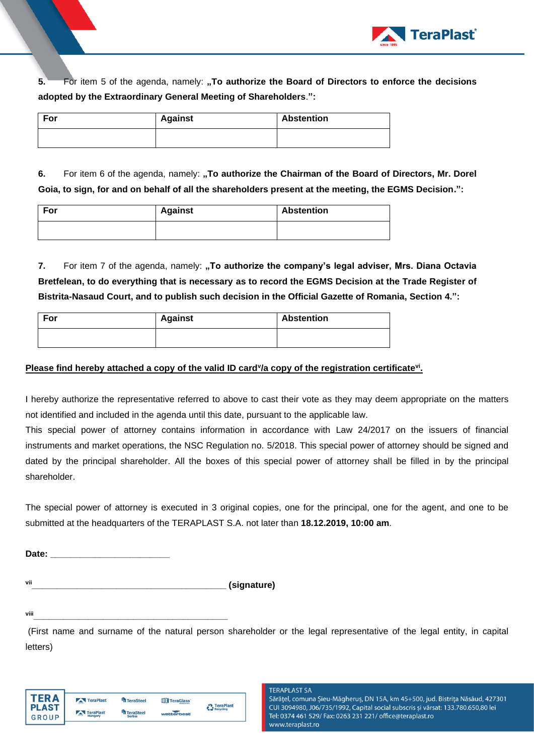5. For item 5 of the agenda, namely: **„To authorize the Board of Directors to enforce the decisions adopted by the Extraordinary General Meeting of Shareholders.":**

| For | Against | Abstention |
|---|---|---|
| | | |

6. For item 6 of the agenda, namely: **„To authorize the Chairman of the Board of Directors, Mr. Dorel Goia, to sign, for and on behalf of all the shareholders present at the meeting, the EGMS Decision.":**

| For | Against | Abstention |
|---|---|---|
| | | |

7. For item 7 of the agenda, namely: **„To authorize the company's legal adviser, Mrs. Diana Octavia Bretfelean, to do everything that is necessary as to record the EGMS Decision at the Trade Register of Bistrita-Nasaud Court, and to publish such decision in the Official Gazette of Romania, Section 4.":**

| For | Against | Abstention |
|---|---|---|
| | | |

**Please find hereby attached a copy of the valid ID card[v]/a copy of the registration certificate[vi].**

I hereby authorize the representative referred to above to cast their vote as they may deem appropriate on the matters not identified and included in the agenda until this date, pursuant to the applicable law.

This special power of attorney contains information in accordance with Law 24/2017 on the issuers of financial instruments and market operations, the NSC Regulation no. 5/2018. This special power of attorney should be signed and dated by the principal shareholder. All the boxes of this special power of attorney shall be filled in by the principal shareholder.

The special power of attorney is executed in 3 original copies, one for the principal, one for the agent, and one to be submitted at the headquarters of the TERAPLAST S.A. not later than **18.12.2019, 10:00 am**.

**Date:** ________________________

[vii]________________________________________ **(signature)**

[viii]____________________________________________

(First name and surname of the natural person shareholder or the legal representative of the legal entity, in capital letters)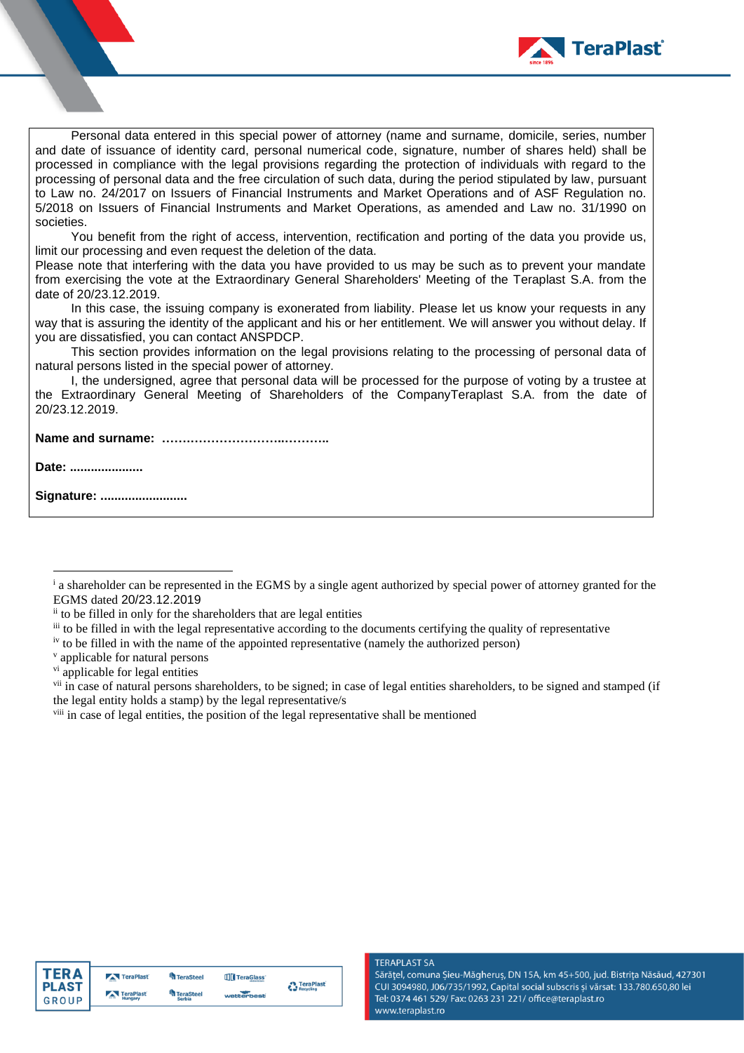Personal data entered in this special power of attorney (name and surname, domicile, series, number and date of issuance of identity card, personal numerical code, signature, number of shares held) shall be processed in compliance with the legal provisions regarding the protection of individuals with regard to the processing of personal data and the free circulation of such data, during the period stipulated by law, pursuant to Law no. 24/2017 on Issuers of Financial Instruments and Market Operations and of ASF Regulation no. 5/2018 on Issuers of Financial Instruments and Market Operations, as amended and Law no. 31/1990 on societies.

You benefit from the right of access, intervention, rectification and porting of the data you provide us, limit our processing and even request the deletion of the data.

Please note that interfering with the data you have provided to us may be such as to prevent your mandate from exercising the vote at the Extraordinary General Shareholders' Meeting of the Teraplast S.A. from the date of 20/23.12.2019.

In this case, the issuing company is exonerated from liability. Please let us know your requests in any way that is assuring the identity of the applicant and his or her entitlement. We will answer you without delay. If you are dissatisfied, you can contact ANSPDCP.

This section provides information on the legal provisions relating to the processing of personal data of natural persons listed in the special power of attorney.

I, the undersigned, agree that personal data will be processed for the purpose of voting by a trustee at the Extraordinary General Meeting of Shareholders of the CompanyTeraplast S.A. from the date of 20/23.12.2019.

**Name and surname: ……………………..………..**

**Date: .....................**

**Signature: .........................**

---

[i] a shareholder can be represented in the EGMS by a single agent authorized by special power of attorney granted for the EGMS dated 20/23.12.2019

[ii] to be filled in only for the shareholders that are legal entities

[iii] to be filled in with the legal representative according to the documents certifying the quality of representative

[iv] to be filled in with the name of the appointed representative (namely the authorized person)

[v] applicable for natural persons

[vi] applicable for legal entities

[vii] in case of natural persons shareholders, to be signed; in case of legal entities shareholders, to be signed and stamped (if the legal entity holds a stamp) by the legal representative/s

[viii] in case of legal entities, the position of the legal representative shall be mentioned